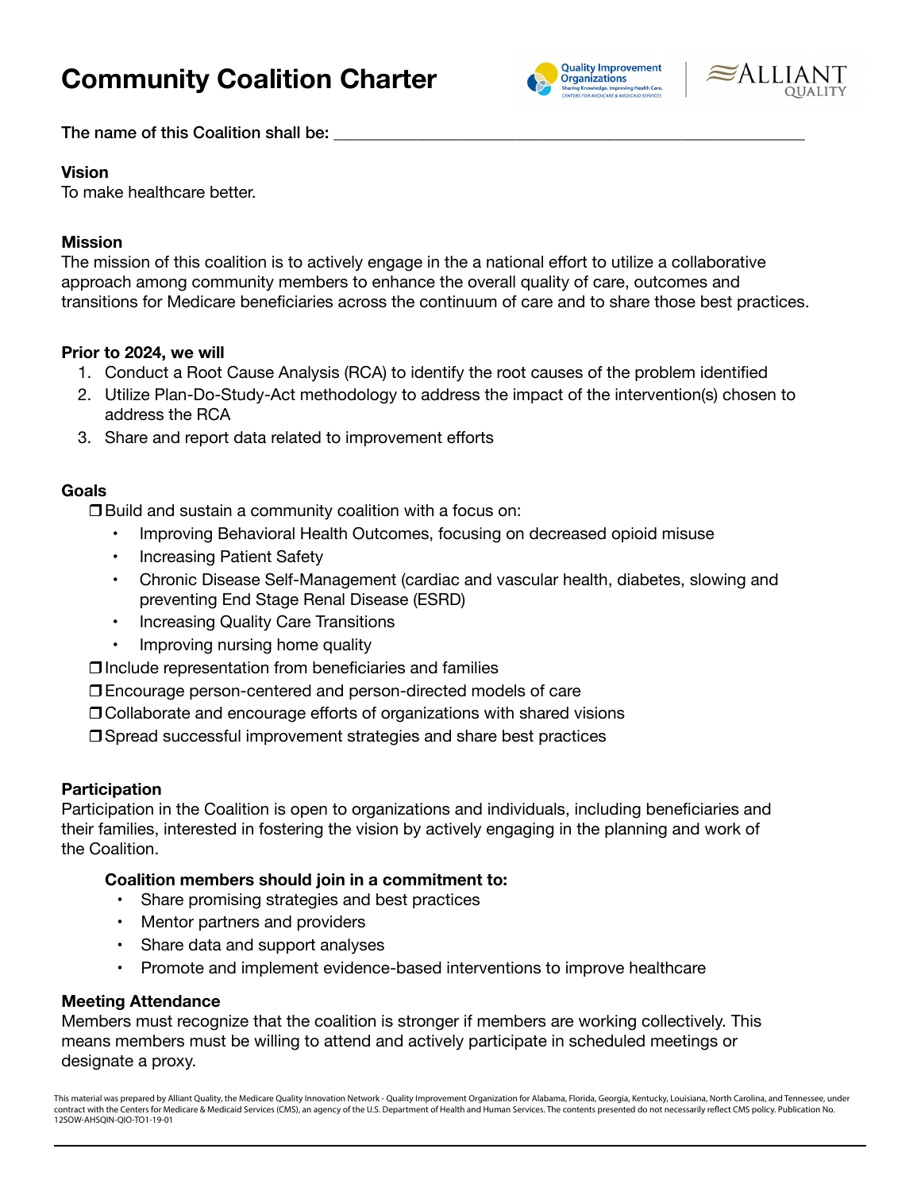# Community Coalition Charter

The name of this Coalition shall be: ______________________________________________

**Vision**
To make healthcare better.

**Mission**
The mission of this coalition is to actively engage in the a national effort to utilize a collaborative approach among community members to enhance the overall quality of care, outcomes and transitions for Medicare beneficiaries across the continuum of care and to share those best practices.

**Prior to 2024, we will**

1. Conduct a Root Cause Analysis (RCA) to identify the root causes of the problem identified
2. Utilize Plan-Do-Study-Act methodology to address the impact of the intervention(s) chosen to address the RCA
3. Share and report data related to improvement efforts

**Goals**

❒ Build and sustain a community coalition with a focus on:
- Improving Behavioral Health Outcomes, focusing on decreased opioid misuse
- Increasing Patient Safety
- Chronic Disease Self-Management (cardiac and vascular health, diabetes, slowing and preventing End Stage Renal Disease (ESRD)
- Increasing Quality Care Transitions
- Improving nursing home quality

❒ Include representation from beneficiaries and families

❒ Encourage person-centered and person-directed models of care

❒ Collaborate and encourage efforts of organizations with shared visions

❒ Spread successful improvement strategies and share best practices

**Participation**
Participation in the Coalition is open to organizations and individuals, including beneficiaries and their families, interested in fostering the vision by actively engaging in the planning and work of the Coalition.

**Coalition members should join in a commitment to:**
- Share promising strategies and best practices
- Mentor partners and providers
- Share data and support analyses
- Promote and implement evidence-based interventions to improve healthcare

**Meeting Attendance**
Members must recognize that the coalition is stronger if members are working collectively. This means members must be willing to attend and actively participate in scheduled meetings or designate a proxy.

This material was prepared by Alliant Quality, the Medicare Quality Innovation Network - Quality Improvement Organization for Alabama, Florida, Georgia, Kentucky, Louisiana, North Carolina, and Tennessee, under contract with the Centers for Medicare & Medicaid Services (CMS), an agency of the U.S. Department of Health and Human Services. The contents presented do not necessarily reflect CMS policy. Publication No. 12SOW-AHSQIN-QIO-TO1-19-01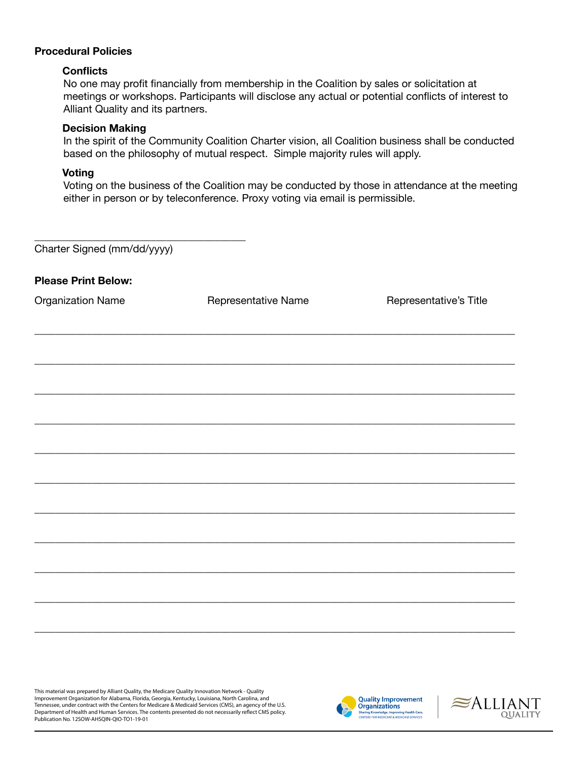## Procedural Policies

### Conflicts

No one may profit financially from membership in the Coalition by sales or solicitation at meetings or workshops. Participants will disclose any actual or potential conflicts of interest to Alliant Quality and its partners.

### Decision Making

In the spirit of the Community Coalition Charter vision, all Coalition business shall be conducted based on the philosophy of mutual respect. Simple majority rules will apply.

### Voting

Voting on the business of the Coalition may be conducted by those in attendance at the meeting either in person or by teleconference. Proxy voting via email is permissible.

\_\_\_\_\_\_\_\_\_\_\_\_\_\_\_\_\_\_\_\_\_\_\_\_\_\_\_\_\_\_\_\_\_\_\_\_\_

Charter Signed (mm/dd/yyyy)

**Please Print Below:**

| Organization Name | Representative Name | Representative's Title |
|---|---|---|
| | | |
| | | |
| | | |
| | | |
| | | |
| | | |
| | | |
| | | |
| | | |
| | | |
| | | |

This material was prepared by Alliant Quality, the Medicare Quality Innovation Network - Quality Improvement Organization for Alabama, Florida, Georgia, Kentucky, Louisiana, North Carolina, and Tennessee, under contract with the Centers for Medicare & Medicaid Services (CMS), an agency of the U.S. Department of Health and Human Services. The contents presented do not necessarily reflect CMS policy. Publication No. 12SOW-AHSQIN-QIO-TO1-19-01

Quality Improvement Organizations
Sharing Knowledge. Improving Health Care.
CENTERS FOR MEDICARE & MEDICAID SERVICES

ALLIANT QUALITY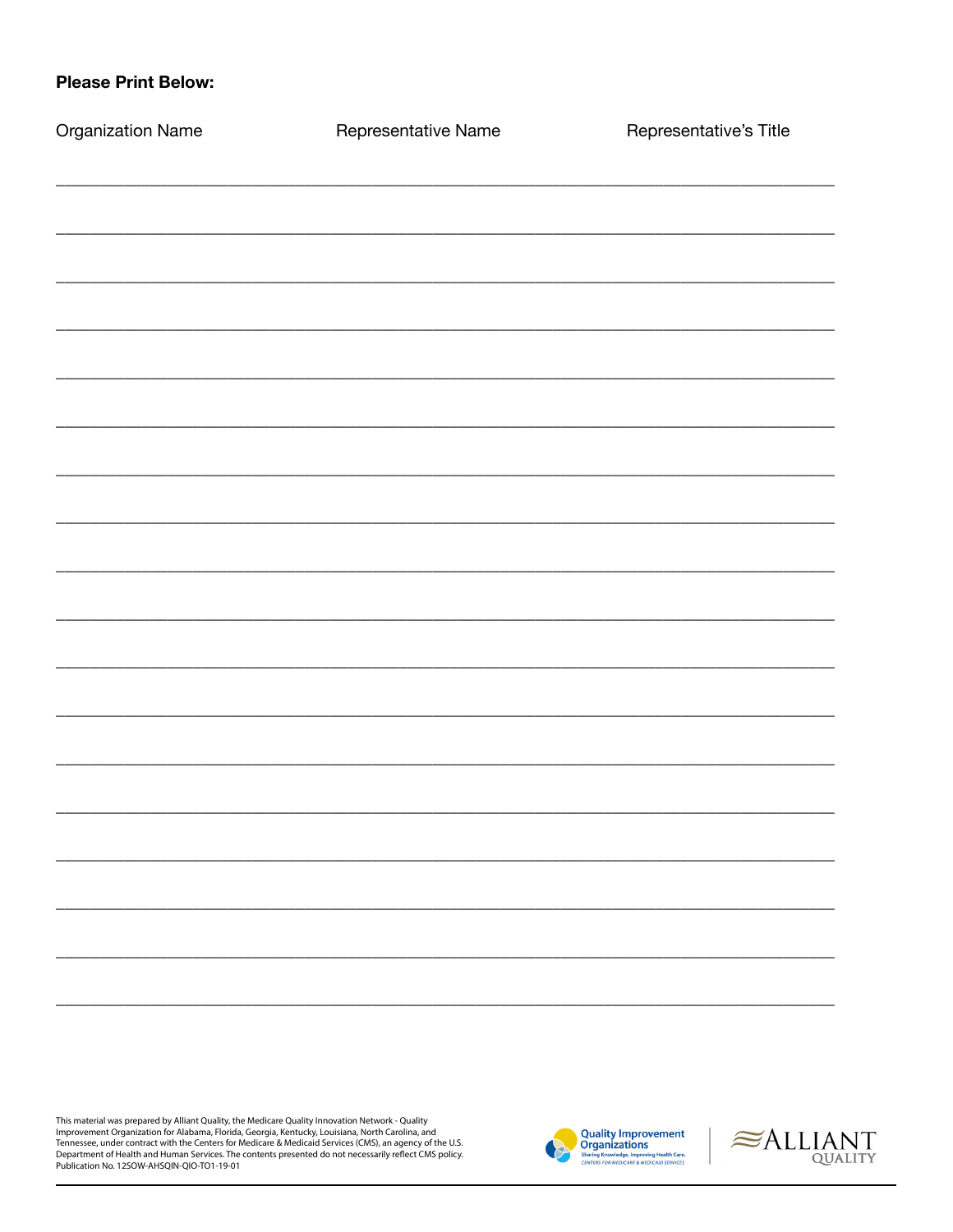**Please Print Below:**

| Organization Name | Representative Name | Representative's Title |
|---|---|---|
| | | |
| | | |
| | | |
| | | |
| | | |
| | | |
| | | |
| | | |
| | | |
| | | |
| | | |
| | | |
| | | |
| | | |
| | | |
| | | |
| | | |
| | | |

This material was prepared by Alliant Quality, the Medicare Quality Innovation Network - Quality Improvement Organization for Alabama, Florida, Georgia, Kentucky, Louisiana, North Carolina, and Tennessee, under contract with the Centers for Medicare & Medicaid Services (CMS), an agency of the U.S. Department of Health and Human Services. The contents presented do not necessarily reflect CMS policy. Publication No. 12SOW-AHSQIN-QIO-TO1-19-01

Quality Improvement Organizations
Sharing Knowledge. Improving Health Care.
CENTERS FOR MEDICARE & MEDICAID SERVICES

ALLIANT QUALITY